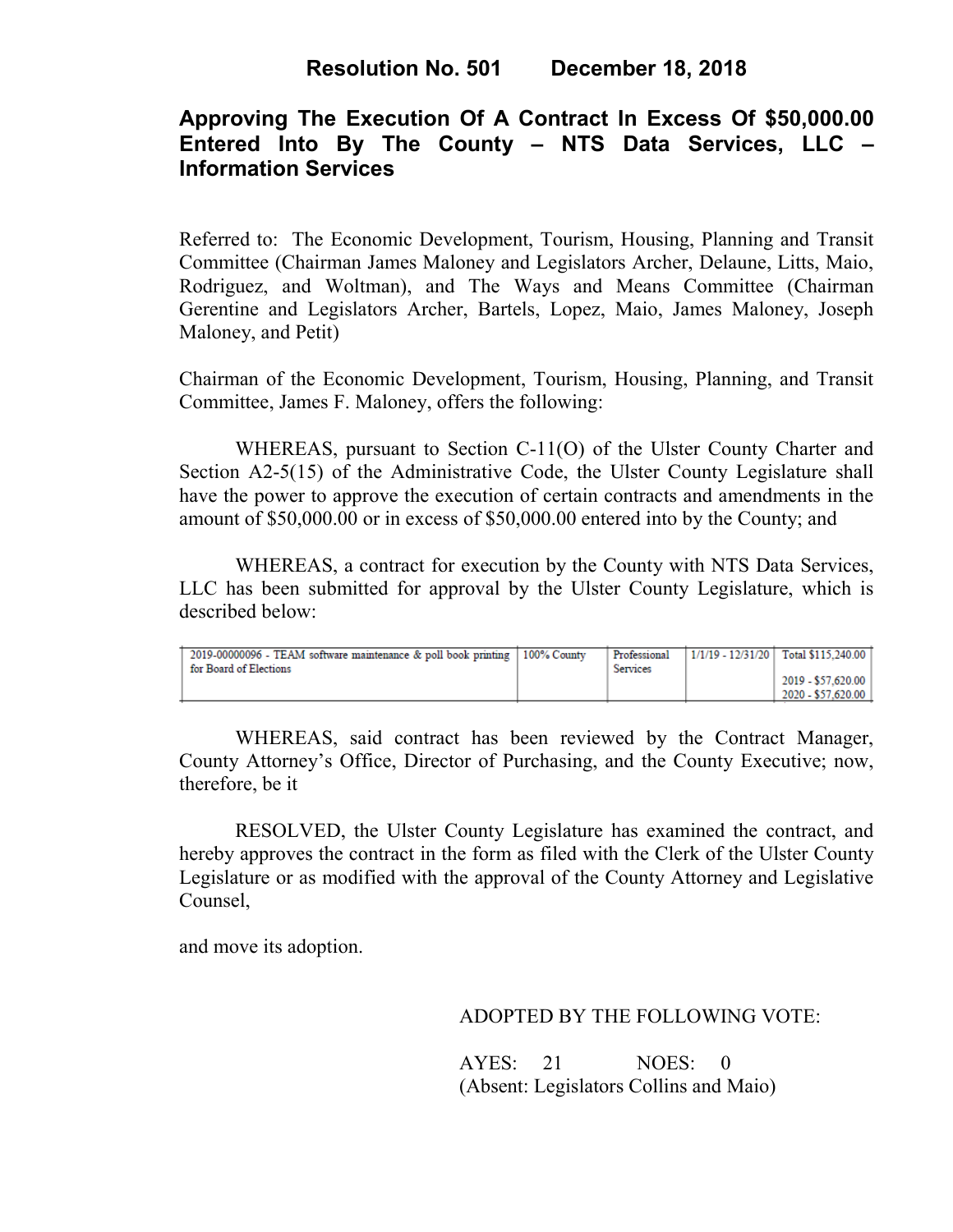**Resolution No. 501 December 18, 2018**

# Approving The Execution Of A Contract In Excess Of $50,000.00 Entered Into By The County – NTS Data Services, LLC – Information Services

Referred to: The Economic Development, Tourism, Housing, Planning and Transit Committee (Chairman James Maloney and Legislators Archer, Delaune, Litts, Maio, Rodriguez, and Woltman), and The Ways and Means Committee (Chairman Gerentine and Legislators Archer, Bartels, Lopez, Maio, James Maloney, Joseph Maloney, and Petit)

Chairman of the Economic Development, Tourism, Housing, Planning, and Transit Committee, James F. Maloney, offers the following:

WHEREAS, pursuant to Section C-11(O) of the Ulster County Charter and Section A2-5(15) of the Administrative Code, the Ulster County Legislature shall have the power to approve the execution of certain contracts and amendments in the amount of $50,000.00 or in excess of $50,000.00 entered into by the County; and

WHEREAS, a contract for execution by the County with NTS Data Services, LLC has been submitted for approval by the Ulster County Legislature, which is described below:

| | | | | |
|---|---|---|---|---|
| 2019-00000096 - TEAM software maintenance & poll book printing for Board of Elections | 100% County | Professional Services | 1/1/19 - 12/31/20 | Total $115,240.00<br><br>2019 - $57,620.00<br>2020 - $57,620.00 |

WHEREAS, said contract has been reviewed by the Contract Manager, County Attorney's Office, Director of Purchasing, and the County Executive; now, therefore, be it

RESOLVED, the Ulster County Legislature has examined the contract, and hereby approves the contract in the form as filed with the Clerk of the Ulster County Legislature or as modified with the approval of the County Attorney and Legislative Counsel,

and move its adoption.

ADOPTED BY THE FOLLOWING VOTE:

AYES: 21 NOES: 0
(Absent: Legislators Collins and Maio)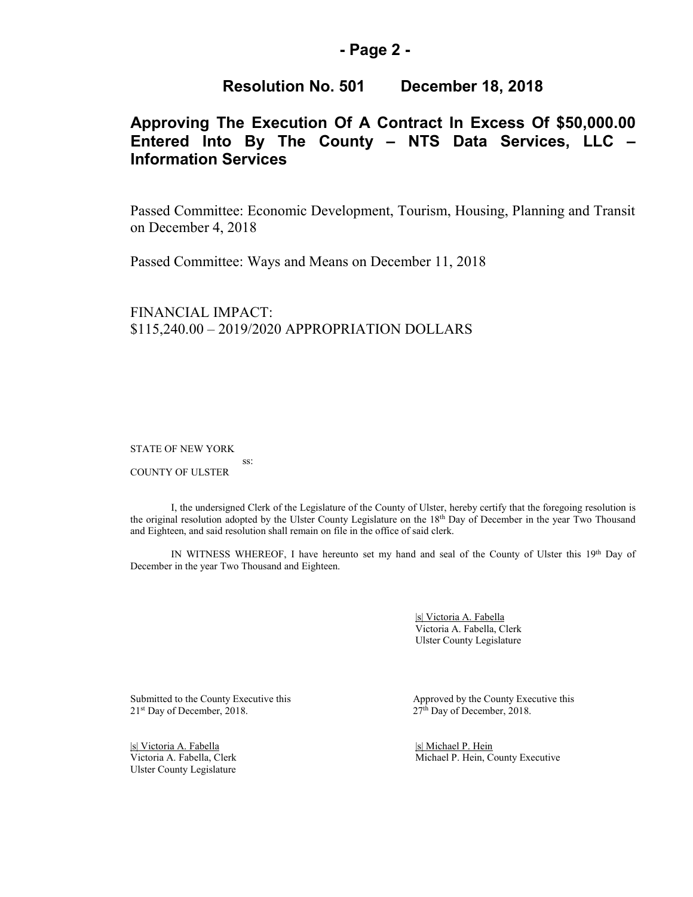**Resolution No. 501 December 18, 2018**

## Approving The Execution Of A Contract In Excess Of $50,000.00 Entered Into By The County – NTS Data Services, LLC – Information Services

Passed Committee: Economic Development, Tourism, Housing, Planning and Transit on December 4, 2018

Passed Committee: Ways and Means on December 11, 2018

FINANCIAL IMPACT:
$115,240.00 – 2019/2020 APPROPRIATION DOLLARS

STATE OF NEW YORK
ss:
COUNTY OF ULSTER

I, the undersigned Clerk of the Legislature of the County of Ulster, hereby certify that the foregoing resolution is the original resolution adopted by the Ulster County Legislature on the 18th Day of December in the year Two Thousand and Eighteen, and said resolution shall remain on file in the office of said clerk.

IN WITNESS WHEREOF, I have hereunto set my hand and seal of the County of Ulster this 19th Day of December in the year Two Thousand and Eighteen.

|s| Victoria A. Fabella
Victoria A. Fabella, Clerk
Ulster County Legislature

Submitted to the County Executive this 21st Day of December, 2018.

|s| Victoria A. Fabella
Victoria A. Fabella, Clerk
Ulster County Legislature

Approved by the County Executive this 27th Day of December, 2018.

|s| Michael P. Hein
Michael P. Hein, County Executive